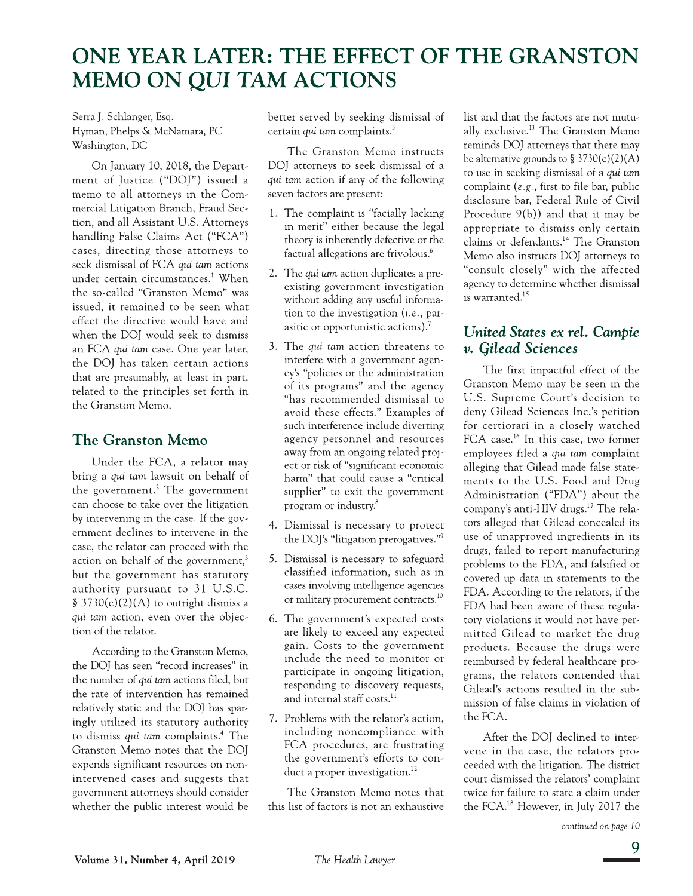# ONE YEAR LATER: THE EFFECT OF THE GRANSTON MEMO ON *QUI TAM* ACTIONS

Serra J. Schlanger, Esq.
Hyman, Phelps & McNamara, PC
Washington, DC

On January 10, 2018, the Department of Justice ("DOJ") issued a memo to all attorneys in the Commercial Litigation Branch, Fraud Section, and all Assistant U.S. Attorneys handling False Claims Act ("FCA") cases, directing those attorneys to seek dismissal of FCA *qui tam* actions under certain circumstances.[1] When the so-called "Granston Memo" was issued, it remained to be seen what effect the directive would have and when the DOJ would seek to dismiss an FCA *qui tam* case. One year later, the DOJ has taken certain actions that are presumably, at least in part, related to the principles set forth in the Granston Memo.

## The Granston Memo

Under the FCA, a relator may bring a *qui tam* lawsuit on behalf of the government.[2] The government can choose to take over the litigation by intervening in the case. If the government declines to intervene in the case, the relator can proceed with the action on behalf of the government,[3] but the government has statutory authority pursuant to 31 U.S.C. § 3730(c)(2)(A) to outright dismiss a *qui tam* action, even over the objection of the relator.

According to the Granston Memo, the DOJ has seen "record increases" in the number of *qui tam* actions filed, but the rate of intervention has remained relatively static and the DOJ has sparingly utilized its statutory authority to dismiss *qui tam* complaints.[4] The Granston Memo notes that the DOJ expends significant resources on non-intervened cases and suggests that government attorneys should consider whether the public interest would be better served by seeking dismissal of certain *qui tam* complaints.[5]

The Granston Memo instructs DOJ attorneys to seek dismissal of a *qui tam* action if any of the following seven factors are present:

1. The complaint is "facially lacking in merit" either because the legal theory is inherently defective or the factual allegations are frivolous.[6]
2. The *qui tam* action duplicates a pre-existing government investigation without adding any useful information to the investigation (*i.e.*, parasitic or opportunistic actions).[7]
3. The *qui tam* action threatens to interfere with a government agency's "policies or the administration of its programs" and the agency "has recommended dismissal to avoid these effects." Examples of such interference include diverting agency personnel and resources away from an ongoing related project or risk of "significant economic harm" that could cause a "critical supplier" to exit the government program or industry.[8]
4. Dismissal is necessary to protect the DOJ's "litigation prerogatives."[9]
5. Dismissal is necessary to safeguard classified information, such as in cases involving intelligence agencies or military procurement contracts.[10]
6. The government's expected costs are likely to exceed any expected gain. Costs to the government include the need to monitor or participate in ongoing litigation, responding to discovery requests, and internal staff costs.[11]
7. Problems with the relator's action, including noncompliance with FCA procedures, are frustrating the government's efforts to conduct a proper investigation.[12]

The Granston Memo notes that this list of factors is not an exhaustive list and that the factors are not mutually exclusive.[13] The Granston Memo reminds DOJ attorneys that there may be alternative grounds to § 3730(c)(2)(A) to use in seeking dismissal of a *qui tam* complaint (*e.g.*, first to file bar, public disclosure bar, Federal Rule of Civil Procedure 9(b)) and that it may be appropriate to dismiss only certain claims or defendants.[14] The Granston Memo also instructs DOJ attorneys to "consult closely" with the affected agency to determine whether dismissal is warranted.[15]

## *United States ex rel. Campie v. Gilead Sciences*

The first impactful effect of the Granston Memo may be seen in the U.S. Supreme Court's decision to deny Gilead Sciences Inc.'s petition for certiorari in a closely watched FCA case.[16] In this case, two former employees filed a *qui tam* complaint alleging that Gilead made false statements to the U.S. Food and Drug Administration ("FDA") about the company's anti-HIV drugs.[17] The relators alleged that Gilead concealed its use of unapproved ingredients in its drugs, failed to report manufacturing problems to the FDA, and falsified or covered up data in statements to the FDA. According to the relators, if the FDA had been aware of these regulatory violations it would not have permitted Gilead to market the drug products. Because the drugs were reimbursed by federal healthcare programs, the relators contended that Gilead's actions resulted in the submission of false claims in violation of the FCA.

After the DOJ declined to intervene in the case, the relators proceeded with the litigation. The district court dismissed the relators' complaint twice for failure to state a claim under the FCA.[18] However, in July 2017 the

*continued on page 10*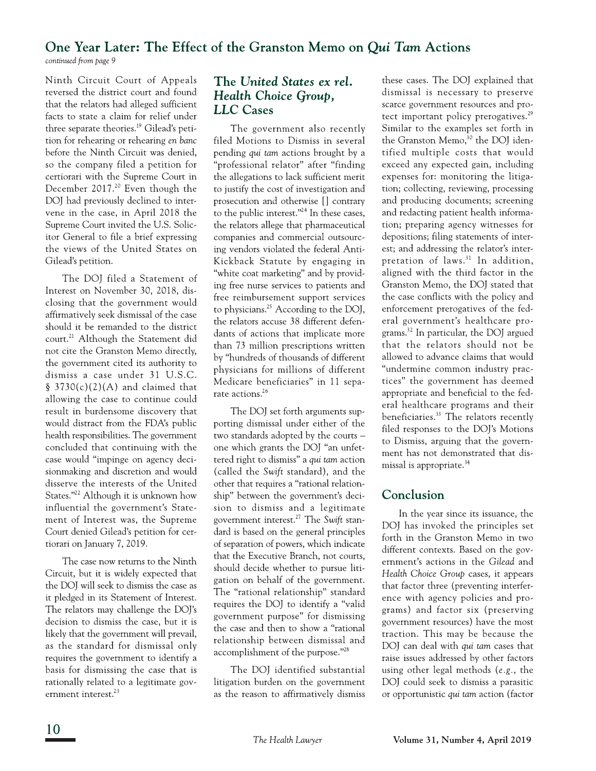## One Year Later: The Effect of the Granston Memo on *Qui Tam* Actions

*continued from page 9*

Ninth Circuit Court of Appeals reversed the district court and found that the relators had alleged sufficient facts to state a claim for relief under three separate theories.[19] Gilead's petition for rehearing or rehearing *en banc* before the Ninth Circuit was denied, so the company filed a petition for certiorari with the Supreme Court in December 2017.[20] Even though the DOJ had previously declined to intervene in the case, in April 2018 the Supreme Court invited the U.S. Solicitor General to file a brief expressing the views of the United States on Gilead's petition.

The DOJ filed a Statement of Interest on November 30, 2018, disclosing that the government would affirmatively seek dismissal of the case should it be remanded to the district court.[21] Although the Statement did not cite the Granston Memo directly, the government cited its authority to dismiss a case under 31 U.S.C. § 3730(c)(2)(A) and claimed that allowing the case to continue could result in burdensome discovery that would distract from the FDA's public health responsibilities. The government concluded that continuing with the case would "impinge on agency decisionmaking and discretion and would disserve the interests of the United States."[22] Although it is unknown how influential the government's Statement of Interest was, the Supreme Court denied Gilead's petition for certiorari on January 7, 2019.

The case now returns to the Ninth Circuit, but it is widely expected that the DOJ will seek to dismiss the case as it pledged in its Statement of Interest. The relators may challenge the DOJ's decision to dismiss the case, but it is likely that the government will prevail, as the standard for dismissal only requires the government to identify a basis for dismissing the case that is rationally related to a legitimate government interest.[23]

### The *United States ex rel. Health Choice Group, LLC* Cases

The government also recently filed Motions to Dismiss in several pending *qui tam* actions brought by a "professional relator" after "finding the allegations to lack sufficient merit to justify the cost of investigation and prosecution and otherwise [] contrary to the public interest."[24] In these cases, the relators allege that pharmaceutical companies and commercial outsourcing vendors violated the federal Anti-Kickback Statute by engaging in "white coat marketing" and by providing free nurse services to patients and free reimbursement support services to physicians.[25] According to the DOJ, the relators accuse 38 different defendants of actions that implicate more than 73 million prescriptions written by "hundreds of thousands of different physicians for millions of different Medicare beneficiaries" in 11 separate actions.[26]

The DOJ set forth arguments supporting dismissal under either of the two standards adopted by the courts – one which grants the DOJ "an unfettered right to dismiss" a *qui tam* action (called the *Swift* standard), and the other that requires a "rational relationship" between the government's decision to dismiss and a legitimate government interest.[27] The *Swift* standard is based on the general principles of separation of powers, which indicate that the Executive Branch, not courts, should decide whether to pursue litigation on behalf of the government. The "rational relationship" standard requires the DOJ to identify a "valid government purpose" for dismissing the case and then to show a "rational relationship between dismissal and accomplishment of the purpose."[28]

The DOJ identified substantial litigation burden on the government as the reason to affirmatively dismiss these cases. The DOJ explained that dismissal is necessary to preserve scarce government resources and protect important policy prerogatives.[29] Similar to the examples set forth in the Granston Memo,[30] the DOJ identified multiple costs that would exceed any expected gain, including expenses for: monitoring the litigation; collecting, reviewing, processing and producing documents; screening and redacting patient health information; preparing agency witnesses for depositions; filing statements of interest; and addressing the relator's interpretation of laws.[31] In addition, aligned with the third factor in the Granston Memo, the DOJ stated that the case conflicts with the policy and enforcement prerogatives of the federal government's healthcare programs.[32] In particular, the DOJ argued that the relators should not be allowed to advance claims that would "undermine common industry practices" the government has deemed appropriate and beneficial to the federal healthcare programs and their beneficiaries.[33] The relators recently filed responses to the DOJ's Motions to Dismiss, arguing that the government has not demonstrated that dismissal is appropriate.[34]

### Conclusion

In the year since its issuance, the DOJ has invoked the principles set forth in the Granston Memo in two different contexts. Based on the government's actions in the *Gilead* and *Health Choice Group* cases, it appears that factor three (preventing interference with agency policies and programs) and factor six (preserving government resources) have the most traction. This may be because the DOJ can deal with *qui tam* cases that raise issues addressed by other factors using other legal methods (*e.g.*, the DOJ could seek to dismiss a parasitic or opportunistic *qui tam* action (factor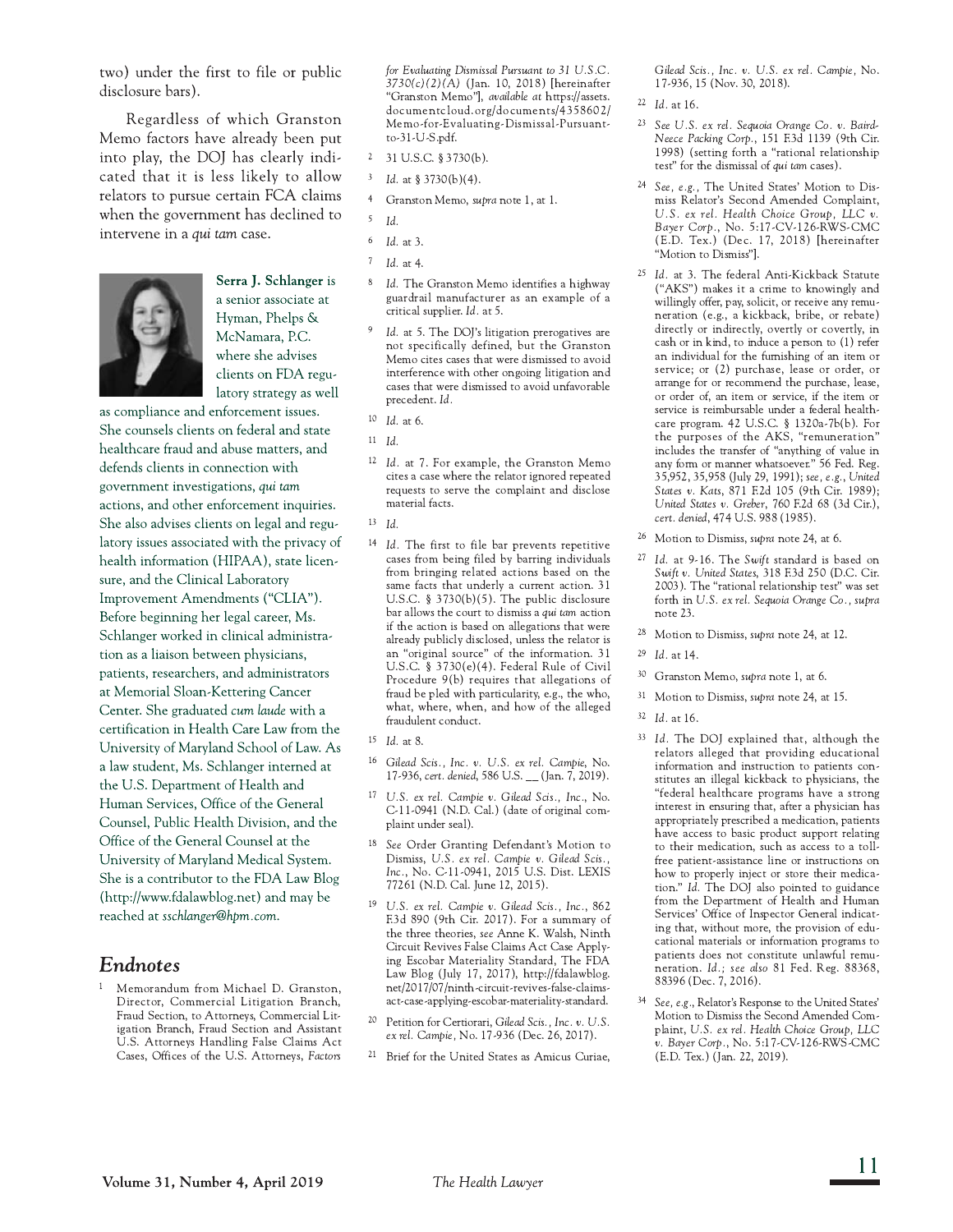two) under the first to file or public disclosure bars).

Regardless of which Granston Memo factors have already been put into play, the DOJ has clearly indicated that it is less likely to allow relators to pursue certain FCA claims when the government has declined to intervene in a *qui tam* case.

**Serra J. Schlanger** is a senior associate at Hyman, Phelps & McNamara, P.C. where she advises clients on FDA regulatory strategy as well as compliance and enforcement issues. She counsels clients on federal and state healthcare fraud and abuse matters, and defends clients in connection with government investigations, *qui tam* actions, and other enforcement inquiries. She also advises clients on legal and regulatory issues associated with the privacy of health information (HIPAA), state licensure, and the Clinical Laboratory Improvement Amendments ("CLIA"). Before beginning her legal career, Ms. Schlanger worked in clinical administration as a liaison between physicians, patients, researchers, and administrators at Memorial Sloan-Kettering Cancer Center. She graduated *cum laude* with a certification in Health Care Law from the University of Maryland School of Law. As a law student, Ms. Schlanger interned at the U.S. Department of Health and Human Services, Office of the General Counsel, Public Health Division, and the Office of the General Counsel at the University of Maryland Medical System. She is a contributor to the FDA Law Blog (http://www.fdalawblog.net) and may be reached at *sschlanger@hpm.com*.

## Endnotes

1. Memorandum from Michael D. Granston, Director, Commercial Litigation Branch, Fraud Section, to Attorneys, Commercial Litigation Branch, Fraud Section and Assistant U.S. Attorneys Handling False Claims Act Cases, Offices of the U.S. Attorneys, *Factors for Evaluating Dismissal Pursuant to 31 U.S.C. 3730(c)(2)(A)* (Jan. 10, 2018) [hereinafter "Granston Memo"], *available at* https://assets.documentcloud.org/documents/4358602/Memo-for-Evaluating-Dismissal-Pursuant-to-31-U-S.pdf.
2. 31 U.S.C. § 3730(b).
3. *Id.* at § 3730(b)(4).
4. Granston Memo, *supra* note 1, at 1.
5. *Id.*
6. *Id.* at 3.
7. *Id.* at 4.
8. *Id.* The Granston Memo identifies a highway guardrail manufacturer as an example of a critical supplier. *Id.* at 5.
9. *Id.* at 5. The DOJ's litigation prerogatives are not specifically defined, but the Granston Memo cites cases that were dismissed to avoid interference with other ongoing litigation and cases that were dismissed to avoid unfavorable precedent. *Id.*
10. *Id.* at 6.
11. *Id.*
12. *Id.* at 7. For example, the Granston Memo cites a case where the relator ignored repeated requests to serve the complaint and disclose material facts.
13. *Id.*
14. *Id.* The first to file bar prevents repetitive cases from being filed by barring individuals from bringing related actions based on the same facts that underly a current action. 31 U.S.C. § 3730(b)(5). The public disclosure bar allows the court to dismiss a *qui tam* action if the action is based on allegations that were already publicly disclosed, unless the relator is an "original source" of the information. 31 U.S.C. § 3730(e)(4). Federal Rule of Civil Procedure 9(b) requires that allegations of fraud be pled with particularity, e.g., the who, what, where, when, and how of the alleged fraudulent conduct.
15. *Id.* at 8.
16. *Gilead Scis., Inc. v. U.S. ex rel. Campie*, No. 17-936, *cert. denied*, 586 U.S. __ (Jan. 7, 2019).
17. *U.S. ex rel. Campie v. Gilead Scis., Inc.*, No. C-11-0941 (N.D. Cal.) (date of original complaint under seal).
18. *See* Order Granting Defendant's Motion to Dismiss, *U.S. ex rel. Campie v. Gilead Scis., Inc.*, No. C-11-0941, 2015 U.S. Dist. LEXIS 77261 (N.D. Cal. June 12, 2015).
19. *U.S. ex rel. Campie v. Gilead Scis., Inc.*, 862 F.3d 890 (9th Cir. 2017). For a summary of the three theories, *see* Anne K. Walsh, Ninth Circuit Revives False Claims Act Case Applying Escobar Materiality Standard, The FDA Law Blog (July 17, 2017), http://fdalawblog.net/2017/07/ninth-circuit-revives-false-claims-act-case-applying-escobar-materiality-standard.
20. Petition for Certiorari, *Gilead Scis., Inc. v. U.S. ex rel. Campie*, No. 17-936 (Dec. 26, 2017).
21. Brief for the United States as Amicus Curiae, *Gilead Scis., Inc. v. U.S. ex rel. Campie*, No. 17-936, 15 (Nov. 30, 2018).
22. *Id.* at 16.
23. *See U.S. ex rel. Sequoia Orange Co. v. Baird-Neece Packing Corp.*, 151 F.3d 1139 (9th Cir. 1998) (setting forth a "rational relationship test" for the dismissal of *qui tam* cases).
24. *See, e.g.*, The United States' Motion to Dismiss Relator's Second Amended Complaint, *U.S. ex rel. Health Choice Group, LLC v. Bayer Corp.*, No. 5:17-CV-126-RWS-CMC (E.D. Tex.) (Dec. 17, 2018) [hereinafter "Motion to Dismiss"].
25. *Id.* at 3. The federal Anti-Kickback Statute ("AKS") makes it a crime to knowingly and willingly offer, pay, solicit, or receive any remuneration (e.g., a kickback, bribe, or rebate) directly or indirectly, overtly or covertly, in cash or in kind, to induce a person to (1) refer an individual for the furnishing of an item or service; or (2) purchase, lease or order, or arrange for or recommend the purchase, lease, or order of, an item or service, if the item or service is reimbursable under a federal healthcare program. 42 U.S.C. § 1320a-7b(b). For the purposes of the AKS, "remuneration" includes the transfer of "anything of value in any form or manner whatsoever." 56 Fed. Reg. 35,952, 35,958 (July 29, 1991); *see, e.g.*, *United States v. Kats*, 871 F.2d 105 (9th Cir. 1989); *United States v. Greber*, 760 F.2d 68 (3d Cir.), *cert. denied*, 474 U.S. 988 (1985).
26. Motion to Dismiss, *supra* note 24, at 6.
27. *Id.* at 9-16. The *Swift* standard is based on *Swift v. United States*, 318 F.3d 250 (D.C. Cir. 2003). The "rational relationship test" was set forth in *U.S. ex rel. Sequoia Orange Co.*, *supra* note 23.
28. Motion to Dismiss, *supra* note 24, at 12.
29. *Id.* at 14.
30. Granston Memo, *supra* note 1, at 6.
31. Motion to Dismiss, *supra* note 24, at 15.
32. *Id.* at 16.
33. *Id.* The DOJ explained that, although the relators alleged that providing educational information and instruction to patients constitutes an illegal kickback to physicians, the "federal healthcare programs have a strong interest in ensuring that, after a physician has appropriately prescribed a medication, patients have access to basic product support relating to their medication, such as access to a toll-free patient-assistance line or instructions on how to properly inject or store their medication." *Id.* The DOJ also pointed to guidance from the Department of Health and Human Services' Office of Inspector General indicating that, without more, the provision of educational materials or information programs to patients does not constitute unlawful remuneration. *Id.*; *see also* 81 Fed. Reg. 88368, 88396 (Dec. 7, 2016).
34. *See, e.g.*, Relator's Response to the United States' Motion to Dismiss the Second Amended Complaint, *U.S. ex rel. Health Choice Group, LLC v. Bayer Corp.*, No. 5:17-CV-126-RWS-CMC (E.D. Tex.) (Jan. 22, 2019).